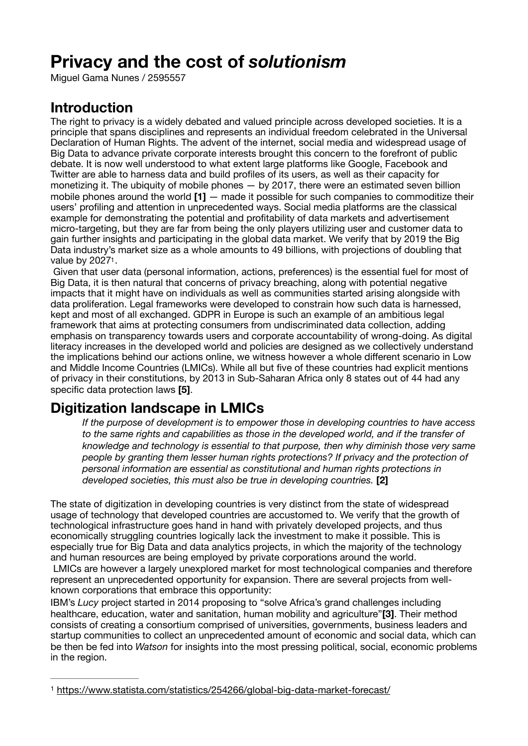# Privacy and the cost of *solutionism*

Miguel Gama Nunes / 2595557

## Introduction

The right to privacy is a widely debated and valued principle across developed societies. It is a principle that spans disciplines and represents an individual freedom celebrated in the Universal Declaration of Human Rights. The advent of the internet, social media and widespread usage of Big Data to advance private corporate interests brought this concern to the forefront of public debate. It is now well understood to what extent large platforms like Google, Facebook and Twitter are able to harness data and build profiles of its users, as well as their capacity for monetizing it. The ubiquity of mobile phones — by 2017, there were an estimated seven billion mobile phones around the world **[1]** — made it possible for such companies to commoditize their users' profiling and attention in unprecedented ways. Social media platforms are the classical example for demonstrating the potential and profitability of data markets and advertisement micro-targeting, but they are far from being the only players utilizing user and customer data to gain further insights and participating in the global data market. We verify that by 2019 the Big Data industry's market size as a whole amounts to 49 billions, with projections of doubling that value by 2027[1].

Given that user data (personal information, actions, preferences) is the essential fuel for most of Big Data, it is then natural that concerns of privacy breaching, along with potential negative impacts that it might have on individuals as well as communities started arising alongside with data proliferation. Legal frameworks were developed to constrain how such data is harnessed, kept and most of all exchanged. GDPR in Europe is such an example of an ambitious legal framework that aims at protecting consumers from undiscriminated data collection, adding emphasis on transparency towards users and corporate accountability of wrong-doing. As digital literacy increases in the developed world and policies are designed as we collectively understand the implications behind our actions online, we witness however a whole different scenario in Low and Middle Income Countries (LMICs). While all but five of these countries had explicit mentions of privacy in their constitutions, by 2013 in Sub-Saharan Africa only 8 states out of 44 had any specific data protection laws **[5]**.

## Digitization landscape in LMICs

> *If the purpose of development is to empower those in developing countries to have access to the same rights and capabilities as those in the developed world, and if the transfer of knowledge and technology is essential to that purpose, then why diminish those very same people by granting them lesser human rights protections? If privacy and the protection of personal information are essential as constitutional and human rights protections in developed societies, this must also be true in developing countries.* **[2]**

The state of digitization in developing countries is very distinct from the state of widespread usage of technology that developed countries are accustomed to. We verify that the growth of technological infrastructure goes hand in hand with privately developed projects, and thus economically struggling countries logically lack the investment to make it possible. This is especially true for Big Data and data analytics projects, in which the majority of the technology and human resources are being employed by private corporations around the world.

LMICs are however a largely unexplored market for most technological companies and therefore represent an unprecedented opportunity for expansion. There are several projects from well-known corporations that embrace this opportunity:

IBM's *Lucy* project started in 2014 proposing to "solve Africa's grand challenges including healthcare, education, water and sanitation, human mobility and agriculture"**[3]**. Their method consists of creating a consortium comprised of universities, governments, business leaders and startup communities to collect an unprecedented amount of economic and social data, which can be then be fed into *Watson* for insights into the most pressing political, social, economic problems in the region.

---

[1] https://www.statista.com/statistics/254266/global-big-data-market-forecast/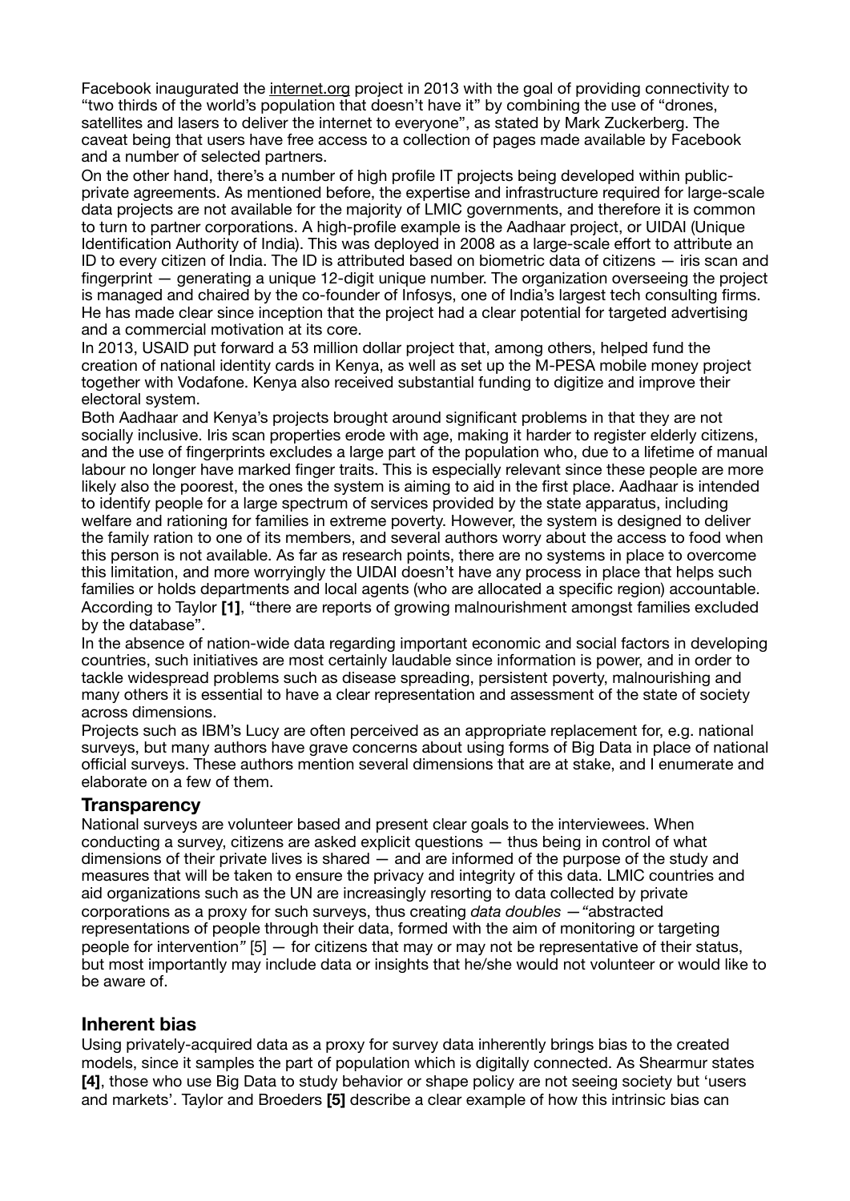Facebook inaugurated the internet.org project in 2013 with the goal of providing connectivity to "two thirds of the world's population that doesn't have it" by combining the use of "drones, satellites and lasers to deliver the internet to everyone", as stated by Mark Zuckerberg. The caveat being that users have free access to a collection of pages made available by Facebook and a number of selected partners.

On the other hand, there's a number of high profile IT projects being developed within public-private agreements. As mentioned before, the expertise and infrastructure required for large-scale data projects are not available for the majority of LMIC governments, and therefore it is common to turn to partner corporations. A high-profile example is the Aadhaar project, or UIDAI (Unique Identification Authority of India). This was deployed in 2008 as a large-scale effort to attribute an ID to every citizen of India. The ID is attributed based on biometric data of citizens — iris scan and fingerprint — generating a unique 12-digit unique number. The organization overseeing the project is managed and chaired by the co-founder of Infosys, one of India's largest tech consulting firms. He has made clear since inception that the project had a clear potential for targeted advertising and a commercial motivation at its core.

In 2013, USAID put forward a 53 million dollar project that, among others, helped fund the creation of national identity cards in Kenya, as well as set up the M-PESA mobile money project together with Vodafone. Kenya also received substantial funding to digitize and improve their electoral system.

Both Aadhaar and Kenya's projects brought around significant problems in that they are not socially inclusive. Iris scan properties erode with age, making it harder to register elderly citizens, and the use of fingerprints excludes a large part of the population who, due to a lifetime of manual labour no longer have marked finger traits. This is especially relevant since these people are more likely also the poorest, the ones the system is aiming to aid in the first place. Aadhaar is intended to identify people for a large spectrum of services provided by the state apparatus, including welfare and rationing for families in extreme poverty. However, the system is designed to deliver the family ration to one of its members, and several authors worry about the access to food when this person is not available. As far as research points, there are no systems in place to overcome this limitation, and more worryingly the UIDAI doesn't have any process in place that helps such families or holds departments and local agents (who are allocated a specific region) accountable. According to Taylor **[1]**, "there are reports of growing malnourishment amongst families excluded by the database".

In the absence of nation-wide data regarding important economic and social factors in developing countries, such initiatives are most certainly laudable since information is power, and in order to tackle widespread problems such as disease spreading, persistent poverty, malnourishing and many others it is essential to have a clear representation and assessment of the state of society across dimensions.

Projects such as IBM's Lucy are often perceived as an appropriate replacement for, e.g. national surveys, but many authors have grave concerns about using forms of Big Data in place of national official surveys. These authors mention several dimensions that are at stake, and I enumerate and elaborate on a few of them.

## Transparency

National surveys are volunteer based and present clear goals to the interviewees. When conducting a survey, citizens are asked explicit questions — thus being in control of what dimensions of their private lives is shared — and are informed of the purpose of the study and measures that will be taken to ensure the privacy and integrity of this data. LMIC countries and aid organizations such as the UN are increasingly resorting to data collected by private corporations as a proxy for such surveys, thus creating *data doubles* — *"*abstracted representations of people through their data, formed with the aim of monitoring or targeting people for intervention*"* [5] — for citizens that may or may not be representative of their status, but most importantly may include data or insights that he/she would not volunteer or would like to be aware of.

## Inherent bias

Using privately-acquired data as a proxy for survey data inherently brings bias to the created models, since it samples the part of population which is digitally connected. As Shearmur states **[4]**, those who use Big Data to study behavior or shape policy are not seeing society but 'users and markets'. Taylor and Broeders **[5]** describe a clear example of how this intrinsic bias can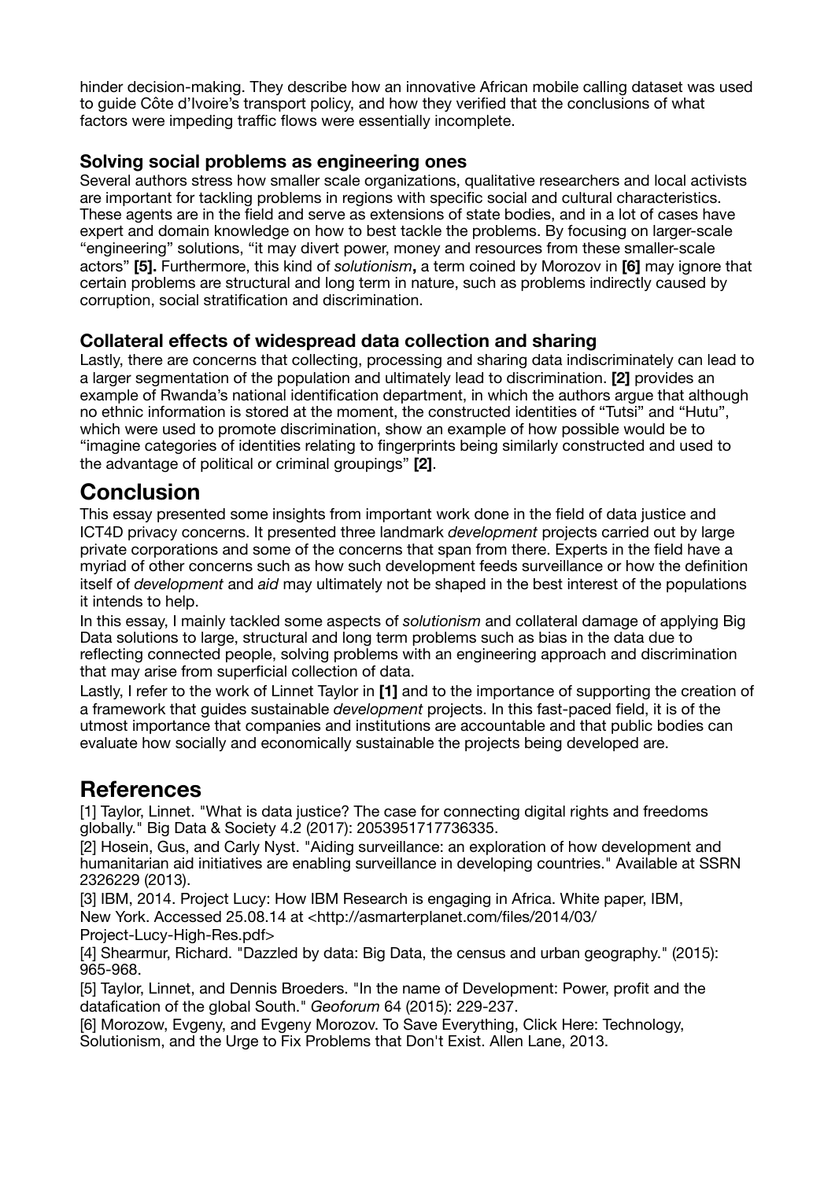hinder decision-making. They describe how an innovative African mobile calling dataset was used to guide Côte d'Ivoire's transport policy, and how they verified that the conclusions of what factors were impeding traffic flows were essentially incomplete.

### Solving social problems as engineering ones

Several authors stress how smaller scale organizations, qualitative researchers and local activists are important for tackling problems in regions with specific social and cultural characteristics. These agents are in the field and serve as extensions of state bodies, and in a lot of cases have expert and domain knowledge on how to best tackle the problems. By focusing on larger-scale "engineering" solutions, "it may divert power, money and resources from these smaller-scale actors" **[5].** Furthermore, this kind of *solutionism***,** a term coined by Morozov in **[6]** may ignore that certain problems are structural and long term in nature, such as problems indirectly caused by corruption, social stratification and discrimination.

### Collateral effects of widespread data collection and sharing

Lastly, there are concerns that collecting, processing and sharing data indiscriminately can lead to a larger segmentation of the population and ultimately lead to discrimination. **[2]** provides an example of Rwanda's national identification department, in which the authors argue that although no ethnic information is stored at the moment, the constructed identities of "Tutsi" and "Hutu", which were used to promote discrimination, show an example of how possible would be to "imagine categories of identities relating to fingerprints being similarly constructed and used to the advantage of political or criminal groupings" **[2]**.

## Conclusion

This essay presented some insights from important work done in the field of data justice and ICT4D privacy concerns. It presented three landmark *development* projects carried out by large private corporations and some of the concerns that span from there. Experts in the field have a myriad of other concerns such as how such development feeds surveillance or how the definition itself of *development* and *aid* may ultimately not be shaped in the best interest of the populations it intends to help.

In this essay, I mainly tackled some aspects of *solutionism* and collateral damage of applying Big Data solutions to large, structural and long term problems such as bias in the data due to reflecting connected people, solving problems with an engineering approach and discrimination that may arise from superficial collection of data.

Lastly, I refer to the work of Linnet Taylor in **[1]** and to the importance of supporting the creation of a framework that guides sustainable *development* projects. In this fast-paced field, it is of the utmost importance that companies and institutions are accountable and that public bodies can evaluate how socially and economically sustainable the projects being developed are.

## References

[1] Taylor, Linnet. "What is data justice? The case for connecting digital rights and freedoms globally." Big Data & Society 4.2 (2017): 2053951717736335.

[2] Hosein, Gus, and Carly Nyst. "Aiding surveillance: an exploration of how development and humanitarian aid initiatives are enabling surveillance in developing countries." Available at SSRN 2326229 (2013).

[3] IBM, 2014. Project Lucy: How IBM Research is engaging in Africa. White paper, IBM, New York. Accessed 25.08.14 at <http://asmarterplanet.com/files/2014/03/Project-Lucy-High-Res.pdf>

[4] Shearmur, Richard. "Dazzled by data: Big Data, the census and urban geography." (2015): 965-968.

[5] Taylor, Linnet, and Dennis Broeders. "In the name of Development: Power, profit and the datafication of the global South." *Geoforum* 64 (2015): 229-237.

[6] Morozow, Evgeny, and Evgeny Morozov. To Save Everything, Click Here: Technology, Solutionism, and the Urge to Fix Problems that Don't Exist. Allen Lane, 2013.